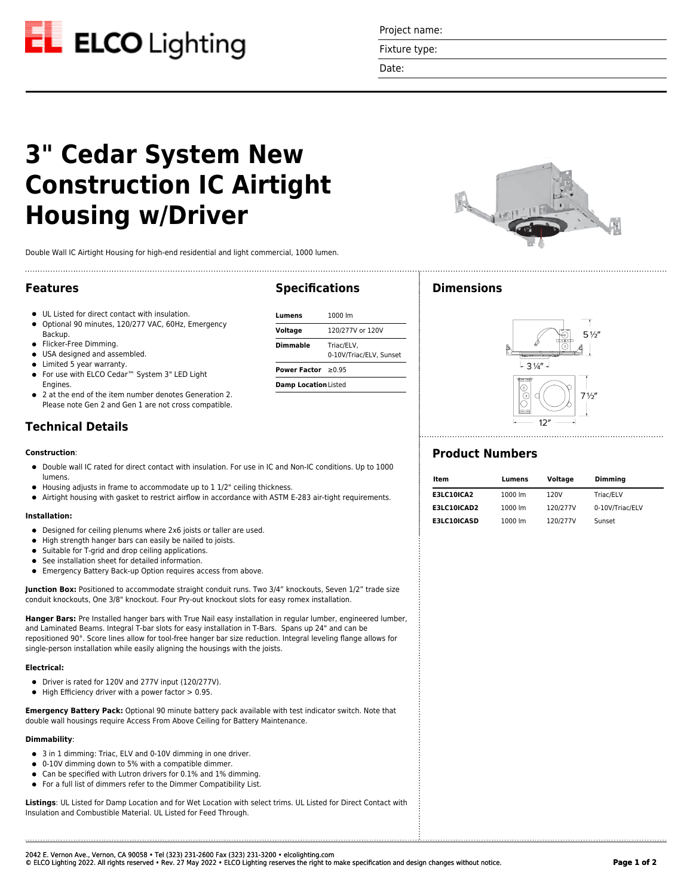Project name:

Fixture type:

Date:

# 3" Cedar System New Construction IC Airtight Housing w/Driver

Double Wall IC Airtight Housing for high-end residential and light commercial, 1000 lumen.

## Features

- UL Listed for direct contact with insulation.
- Optional 90 minutes, 120/277 VAC, 60Hz, Emergency Backup.
- Flicker-Free Dimming.
- USA designed and assembled.
- Limited 5 year warranty.
- For use with ELCO Cedar™ System 3" LED Light Engines.
- 2 at the end of the item number denotes Generation 2. Please note Gen 2 and Gen 1 are not cross compatible.

## Specifications

| | |
|---|---|
| **Lumens** | 1000 lm |
| **Voltage** | 120/277V or 120V |
| **Dimmable** | Triac/ELV, 0-10V/Triac/ELV, Sunset |
| **Power Factor** | ≥0.95 |
| **Damp Location** | Listed |

## Technical Details

**Construction**:

- Double wall IC rated for direct contact with insulation. For use in IC and Non-IC conditions. Up to 1000 lumens.
- Housing adjusts in frame to accommodate up to 1 1/2" ceiling thickness.
- Airtight housing with gasket to restrict airflow in accordance with ASTM E-283 air-tight requirements.

**Installation:**

- Designed for ceiling plenums where 2x6 joists or taller are used.
- High strength hanger bars can easily be nailed to joists.
- Suitable for T-grid and drop ceiling applications.
- See installation sheet for detailed information.
- Emergency Battery Back-up Option requires access from above.

**Junction Box:** Positioned to accommodate straight conduit runs. Two 3/4" knockouts, Seven 1/2" trade size conduit knockouts, One 3/8" knockout. Four Pry-out knockout slots for easy romex installation.

**Hanger Bars:** Pre Installed hanger bars with True Nail easy installation in regular lumber, engineered lumber, and Laminated Beams. Integral T-bar slots for easy installation in T-Bars. Spans up 24" and can be repositioned 90°. Score lines allow for tool-free hanger bar size reduction. Integral leveling flange allows for single-person installation while easily aligning the housings with the joists.

**Electrical:**

- Driver is rated for 120V and 277V input (120/277V).
- High Efficiency driver with a power factor > 0.95.

**Emergency Battery Pack:** Optional 90 minute battery pack available with test indicator switch. Note that double wall housings require Access From Above Ceiling for Battery Maintenance.

**Dimmability**:

- 3 in 1 dimming: Triac, ELV and 0-10V dimming in one driver.
- 0-10V dimming down to 5% with a compatible dimmer.
- Can be specified with Lutron drivers for 0.1% and 1% dimming.
- For a full list of dimmers refer to the Dimmer Compatibility List.

**Listings**: UL Listed for Damp Location and for Wet Location with select trims. UL Listed for Direct Contact with Insulation and Combustible Material. UL Listed for Feed Through.

## Dimensions

5 ½"

3 ¼"

7 ½"

12"

## Product Numbers

| Item | Lumens | Voltage | Dimming |
|---|---|---|---|
| **E3LC10ICA2** | 1000 lm | 120V | Triac/ELV |
| **E3LC10ICAD2** | 1000 lm | 120/277V | 0-10V/Triac/ELV |
| **E3LC10ICASD** | 1000 lm | 120/277V | Sunset |

2042 E. Vernon Ave., Vernon, CA 90058 • Tel (323) 231-2600 Fax (323) 231-3200 • elcolighting.com
© ELCO Lighting 2022. All rights reserved • Rev. 27 May 2022 • ELCO Lighting reserves the right to make specification and design changes without notice.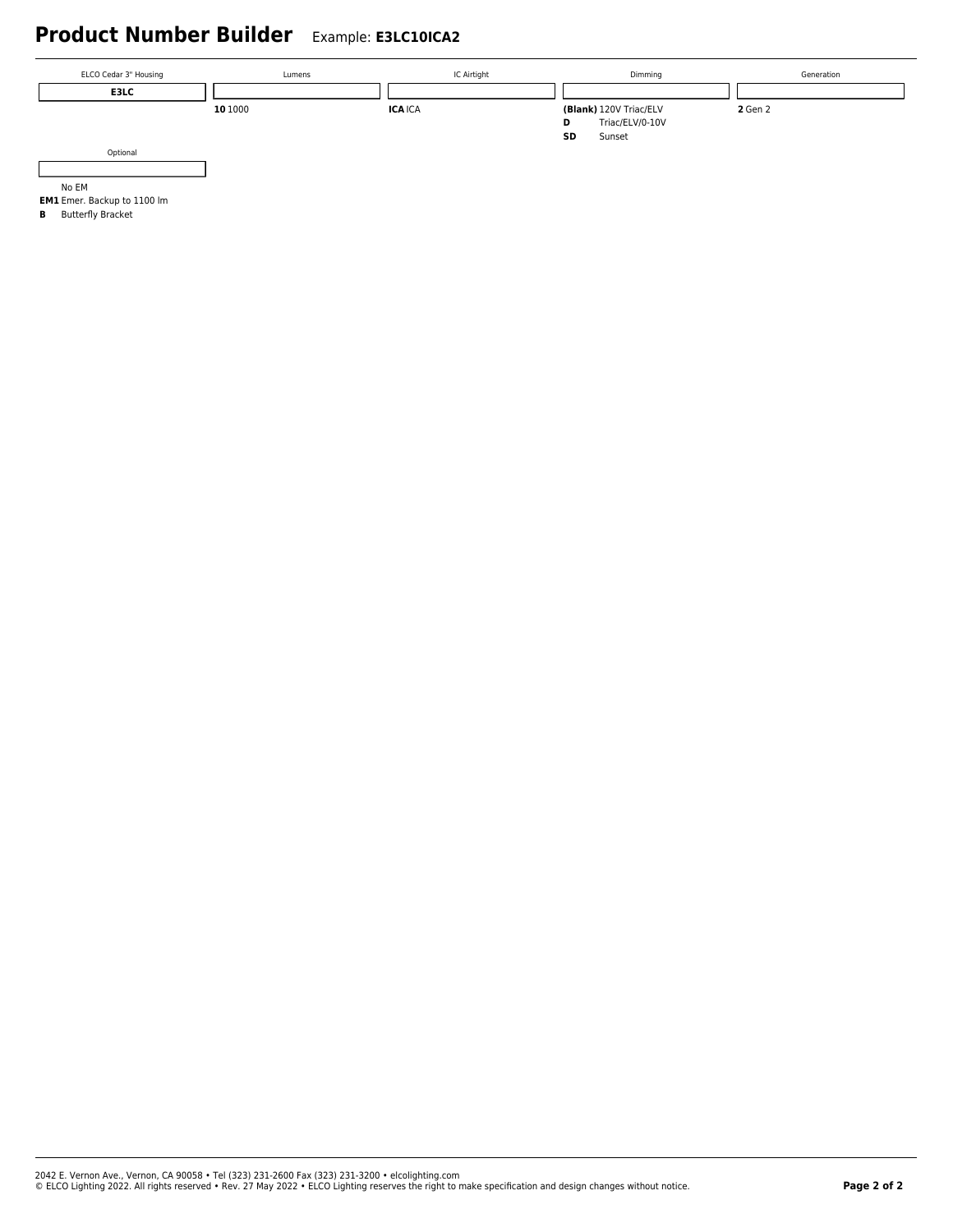# Product Number Builder

Example: **E3LC10ICA2**

| ELCO Cedar 3" Housing | Lumens | IC Airtight | Dimming | Generation |
|---|---|---|---|---|
| **E3LC** | | | | |
| | **10** 1000 | **ICA** ICA | **(Blank)** 120V Triac/ELV | **2** Gen 2 |
| | | | **D** Triac/ELV/0-10V | |
| | | | **SD** Sunset | |

| Optional |
|---|
| |
| No EM |
| **EM1** Emer. Backup to 1100 lm |
| **B** Butterfly Bracket |

2042 E. Vernon Ave., Vernon, CA 90058 • Tel (323) 231-2600 Fax (323) 231-3200 • elcolighting.com
© ELCO Lighting 2022. All rights reserved • Rev. 27 May 2022 • ELCO Lighting reserves the right to make specification and design changes without notice.